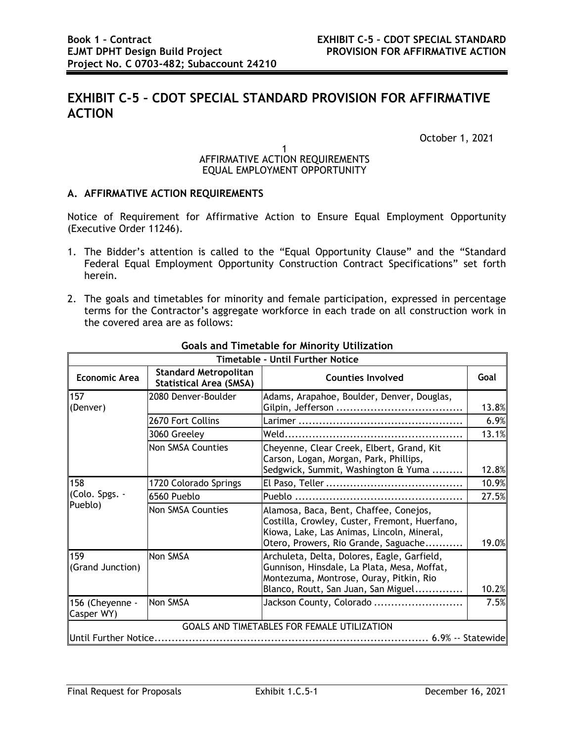# EXHIBIT C-5 – CDOT SPECIAL STANDARD PROVISION FOR AFFIRMATIVE ACTION

October 1, 2021

1
AFFIRMATIVE ACTION REQUIREMENTS
EQUAL EMPLOYMENT OPPORTUNITY

### A. AFFIRMATIVE ACTION REQUIREMENTS

Notice of Requirement for Affirmative Action to Ensure Equal Employment Opportunity (Executive Order 11246).

1. The Bidder's attention is called to the "Equal Opportunity Clause" and the "Standard Federal Equal Employment Opportunity Construction Contract Specifications" set forth herein.

2. The goals and timetables for minority and female participation, expressed in percentage terms for the Contractor's aggregate workforce in each trade on all construction work in the covered area are as follows:

**Goals and Timetable for Minority Utilization**

| Timetable - Until Further Notice | | | |
|---|---|---|---|
| **Economic Area** | **Standard Metropolitan Statistical Area (SMSA)** | **Counties Involved** | **Goal** |
| 157 (Denver) | 2080 Denver-Boulder | Adams, Arapahoe, Boulder, Denver, Douglas, Gilpin, Jefferson | 13.8% |
| | 2670 Fort Collins | Larimer | 6.9% |
| | 3060 Greeley | Weld | 13.1% |
| | Non SMSA Counties | Cheyenne, Clear Creek, Elbert, Grand, Kit Carson, Logan, Morgan, Park, Phillips, Sedgwick, Summit, Washington & Yuma | 12.8% |
| 158 (Colo. Spgs. - Pueblo) | 1720 Colorado Springs | El Paso, Teller | 10.9% |
| | 6560 Pueblo | Pueblo | 27.5% |
| | Non SMSA Counties | Alamosa, Baca, Bent, Chaffee, Conejos, Costilla, Crowley, Custer, Fremont, Huerfano, Kiowa, Lake, Las Animas, Lincoln, Mineral, Otero, Prowers, Rio Grande, Saguache | 19.0% |
| 159 (Grand Junction) | Non SMSA | Archuleta, Delta, Dolores, Eagle, Garfield, Gunnison, Hinsdale, La Plata, Mesa, Moffat, Montezuma, Montrose, Ouray, Pitkin, Rio Blanco, Routt, San Juan, San Miguel | 10.2% |
| 156 (Cheyenne - Casper WY) | Non SMSA | Jackson County, Colorado | 7.5% |
| GOALS AND TIMETABLES FOR FEMALE UTILIZATION | | | |
| Until Further Notice | | | 6.9% -- Statewide |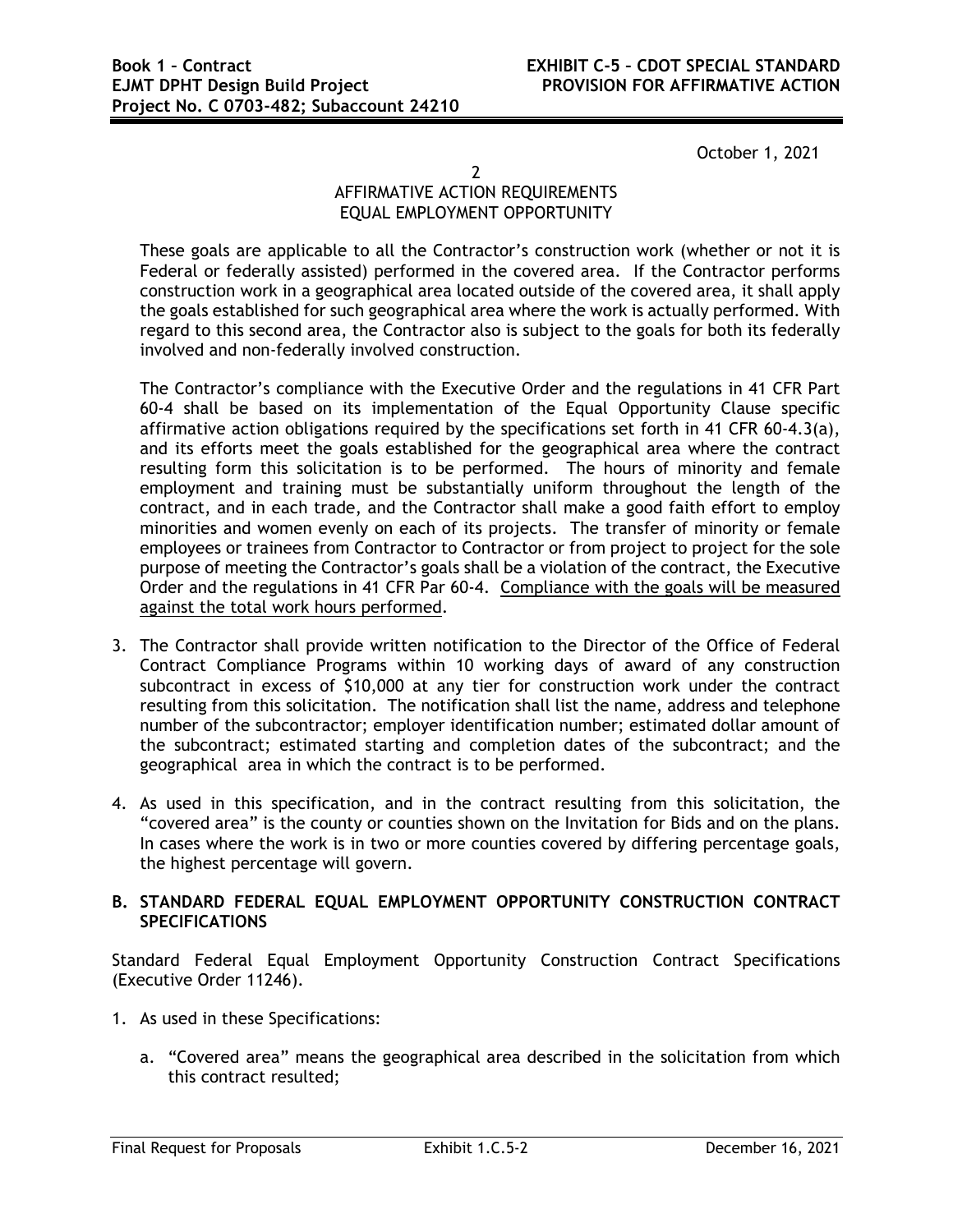October 1, 2021

2

AFFIRMATIVE ACTION REQUIREMENTS
EQUAL EMPLOYMENT OPPORTUNITY

These goals are applicable to all the Contractor's construction work (whether or not it is Federal or federally assisted) performed in the covered area. If the Contractor performs construction work in a geographical area located outside of the covered area, it shall apply the goals established for such geographical area where the work is actually performed. With regard to this second area, the Contractor also is subject to the goals for both its federally involved and non-federally involved construction.

The Contractor's compliance with the Executive Order and the regulations in 41 CFR Part 60-4 shall be based on its implementation of the Equal Opportunity Clause specific affirmative action obligations required by the specifications set forth in 41 CFR 60-4.3(a), and its efforts meet the goals established for the geographical area where the contract resulting form this solicitation is to be performed. The hours of minority and female employment and training must be substantially uniform throughout the length of the contract, and in each trade, and the Contractor shall make a good faith effort to employ minorities and women evenly on each of its projects. The transfer of minority or female employees or trainees from Contractor to Contractor or from project to project for the sole purpose of meeting the Contractor's goals shall be a violation of the contract, the Executive Order and the regulations in 41 CFR Par 60-4. <u>Compliance with the goals will be measured against the total work hours performed</u>.

3. The Contractor shall provide written notification to the Director of the Office of Federal Contract Compliance Programs within 10 working days of award of any construction subcontract in excess of $10,000 at any tier for construction work under the contract resulting from this solicitation. The notification shall list the name, address and telephone number of the subcontractor; employer identification number; estimated dollar amount of the subcontract; estimated starting and completion dates of the subcontract; and the geographical area in which the contract is to be performed.

4. As used in this specification, and in the contract resulting from this solicitation, the "covered area" is the county or counties shown on the Invitation for Bids and on the plans. In cases where the work is in two or more counties covered by differing percentage goals, the highest percentage will govern.

## B. STANDARD FEDERAL EQUAL EMPLOYMENT OPPORTUNITY CONSTRUCTION CONTRACT SPECIFICATIONS

Standard Federal Equal Employment Opportunity Construction Contract Specifications (Executive Order 11246).

1. As used in these Specifications:

   a. "Covered area" means the geographical area described in the solicitation from which this contract resulted;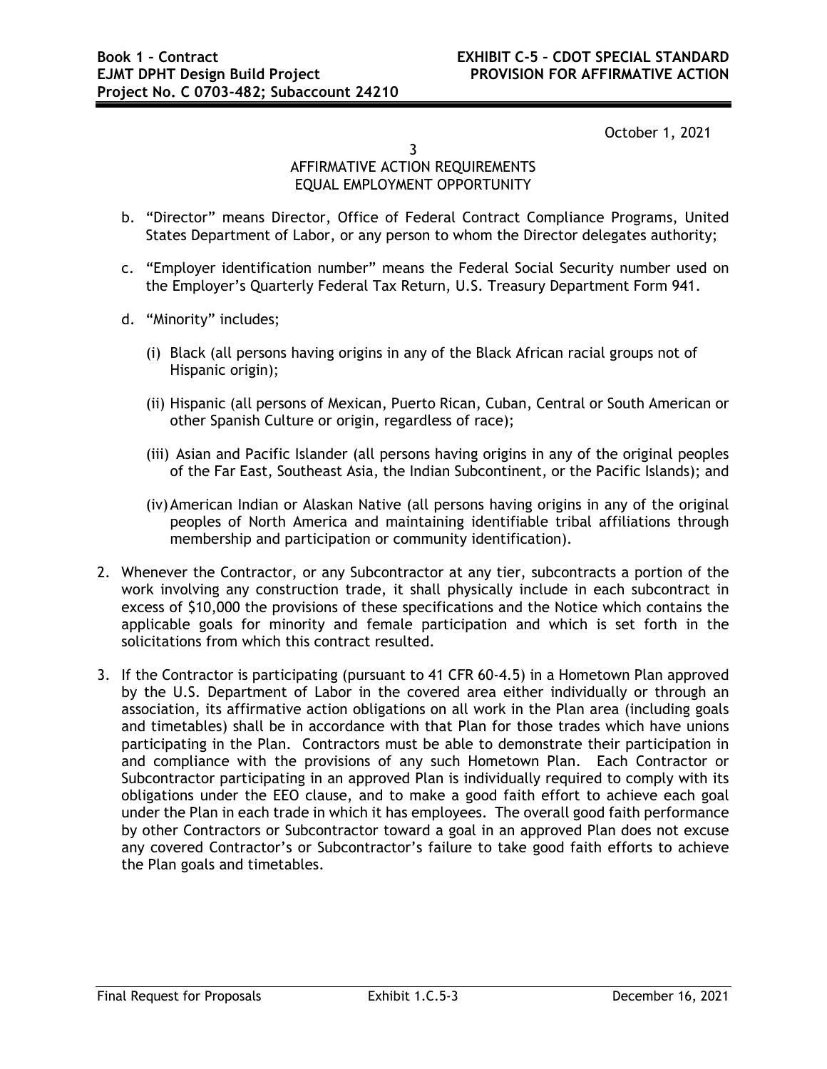October 1, 2021

3

AFFIRMATIVE ACTION REQUIREMENTS
EQUAL EMPLOYMENT OPPORTUNITY

b. "Director" means Director, Office of Federal Contract Compliance Programs, United States Department of Labor, or any person to whom the Director delegates authority;

c. "Employer identification number" means the Federal Social Security number used on the Employer's Quarterly Federal Tax Return, U.S. Treasury Department Form 941.

d. "Minority" includes;

   (i) Black (all persons having origins in any of the Black African racial groups not of Hispanic origin);

   (ii) Hispanic (all persons of Mexican, Puerto Rican, Cuban, Central or South American or other Spanish Culture or origin, regardless of race);

   (iii) Asian and Pacific Islander (all persons having origins in any of the original peoples of the Far East, Southeast Asia, the Indian Subcontinent, or the Pacific Islands); and

   (iv) American Indian or Alaskan Native (all persons having origins in any of the original peoples of North America and maintaining identifiable tribal affiliations through membership and participation or community identification).

2. Whenever the Contractor, or any Subcontractor at any tier, subcontracts a portion of the work involving any construction trade, it shall physically include in each subcontract in excess of $10,000 the provisions of these specifications and the Notice which contains the applicable goals for minority and female participation and which is set forth in the solicitations from which this contract resulted.

3. If the Contractor is participating (pursuant to 41 CFR 60-4.5) in a Hometown Plan approved by the U.S. Department of Labor in the covered area either individually or through an association, its affirmative action obligations on all work in the Plan area (including goals and timetables) shall be in accordance with that Plan for those trades which have unions participating in the Plan. Contractors must be able to demonstrate their participation in and compliance with the provisions of any such Hometown Plan. Each Contractor or Subcontractor participating in an approved Plan is individually required to comply with its obligations under the EEO clause, and to make a good faith effort to achieve each goal under the Plan in each trade in which it has employees. The overall good faith performance by other Contractors or Subcontractor toward a goal in an approved Plan does not excuse any covered Contractor's or Subcontractor's failure to take good faith efforts to achieve the Plan goals and timetables.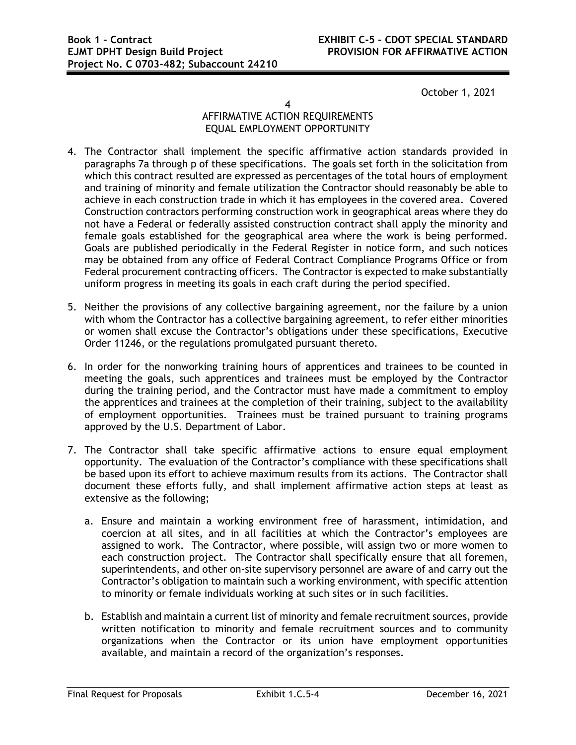October 1, 2021

4

AFFIRMATIVE ACTION REQUIREMENTS
EQUAL EMPLOYMENT OPPORTUNITY

4. The Contractor shall implement the specific affirmative action standards provided in paragraphs 7a through p of these specifications. The goals set forth in the solicitation from which this contract resulted are expressed as percentages of the total hours of employment and training of minority and female utilization the Contractor should reasonably be able to achieve in each construction trade in which it has employees in the covered area. Covered Construction contractors performing construction work in geographical areas where they do not have a Federal or federally assisted construction contract shall apply the minority and female goals established for the geographical area where the work is being performed. Goals are published periodically in the Federal Register in notice form, and such notices may be obtained from any office of Federal Contract Compliance Programs Office or from Federal procurement contracting officers. The Contractor is expected to make substantially uniform progress in meeting its goals in each craft during the period specified.

5. Neither the provisions of any collective bargaining agreement, nor the failure by a union with whom the Contractor has a collective bargaining agreement, to refer either minorities or women shall excuse the Contractor's obligations under these specifications, Executive Order 11246, or the regulations promulgated pursuant thereto.

6. In order for the nonworking training hours of apprentices and trainees to be counted in meeting the goals, such apprentices and trainees must be employed by the Contractor during the training period, and the Contractor must have made a commitment to employ the apprentices and trainees at the completion of their training, subject to the availability of employment opportunities. Trainees must be trained pursuant to training programs approved by the U.S. Department of Labor.

7. The Contractor shall take specific affirmative actions to ensure equal employment opportunity. The evaluation of the Contractor's compliance with these specifications shall be based upon its effort to achieve maximum results from its actions. The Contractor shall document these efforts fully, and shall implement affirmative action steps at least as extensive as the following;

   a. Ensure and maintain a working environment free of harassment, intimidation, and coercion at all sites, and in all facilities at which the Contractor's employees are assigned to work. The Contractor, where possible, will assign two or more women to each construction project. The Contractor shall specifically ensure that all foremen, superintendents, and other on-site supervisory personnel are aware of and carry out the Contractor's obligation to maintain such a working environment, with specific attention to minority or female individuals working at such sites or in such facilities.

   b. Establish and maintain a current list of minority and female recruitment sources, provide written notification to minority and female recruitment sources and to community organizations when the Contractor or its union have employment opportunities available, and maintain a record of the organization's responses.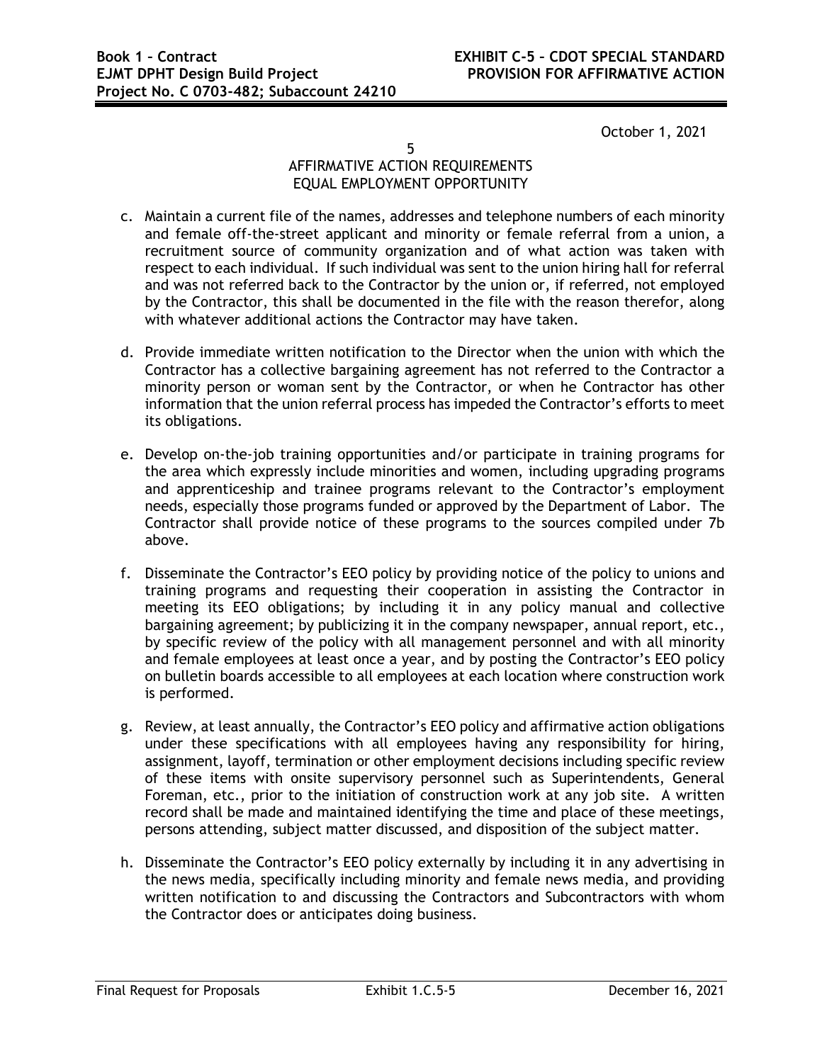October 1, 2021

5

AFFIRMATIVE ACTION REQUIREMENTS
EQUAL EMPLOYMENT OPPORTUNITY

c. Maintain a current file of the names, addresses and telephone numbers of each minority and female off-the-street applicant and minority or female referral from a union, a recruitment source of community organization and of what action was taken with respect to each individual. If such individual was sent to the union hiring hall for referral and was not referred back to the Contractor by the union or, if referred, not employed by the Contractor, this shall be documented in the file with the reason therefor, along with whatever additional actions the Contractor may have taken.

d. Provide immediate written notification to the Director when the union with which the Contractor has a collective bargaining agreement has not referred to the Contractor a minority person or woman sent by the Contractor, or when he Contractor has other information that the union referral process has impeded the Contractor's efforts to meet its obligations.

e. Develop on-the-job training opportunities and/or participate in training programs for the area which expressly include minorities and women, including upgrading programs and apprenticeship and trainee programs relevant to the Contractor's employment needs, especially those programs funded or approved by the Department of Labor. The Contractor shall provide notice of these programs to the sources compiled under 7b above.

f. Disseminate the Contractor's EEO policy by providing notice of the policy to unions and training programs and requesting their cooperation in assisting the Contractor in meeting its EEO obligations; by including it in any policy manual and collective bargaining agreement; by publicizing it in the company newspaper, annual report, etc., by specific review of the policy with all management personnel and with all minority and female employees at least once a year, and by posting the Contractor's EEO policy on bulletin boards accessible to all employees at each location where construction work is performed.

g. Review, at least annually, the Contractor's EEO policy and affirmative action obligations under these specifications with all employees having any responsibility for hiring, assignment, layoff, termination or other employment decisions including specific review of these items with onsite supervisory personnel such as Superintendents, General Foreman, etc., prior to the initiation of construction work at any job site. A written record shall be made and maintained identifying the time and place of these meetings, persons attending, subject matter discussed, and disposition of the subject matter.

h. Disseminate the Contractor's EEO policy externally by including it in any advertising in the news media, specifically including minority and female news media, and providing written notification to and discussing the Contractors and Subcontractors with whom the Contractor does or anticipates doing business.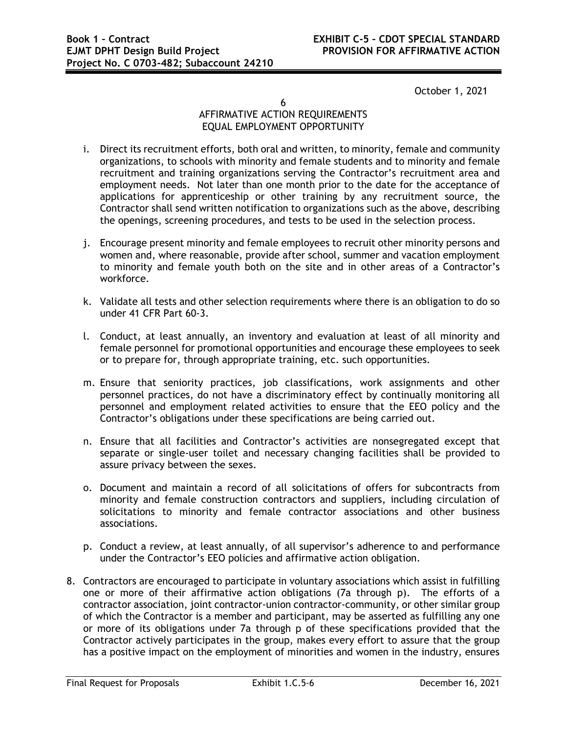October 1, 2021

6

AFFIRMATIVE ACTION REQUIREMENTS
EQUAL EMPLOYMENT OPPORTUNITY

i. Direct its recruitment efforts, both oral and written, to minority, female and community organizations, to schools with minority and female students and to minority and female recruitment and training organizations serving the Contractor's recruitment area and employment needs. Not later than one month prior to the date for the acceptance of applications for apprenticeship or other training by any recruitment source, the Contractor shall send written notification to organizations such as the above, describing the openings, screening procedures, and tests to be used in the selection process.

j. Encourage present minority and female employees to recruit other minority persons and women and, where reasonable, provide after school, summer and vacation employment to minority and female youth both on the site and in other areas of a Contractor's workforce.

k. Validate all tests and other selection requirements where there is an obligation to do so under 41 CFR Part 60-3.

l. Conduct, at least annually, an inventory and evaluation at least of all minority and female personnel for promotional opportunities and encourage these employees to seek or to prepare for, through appropriate training, etc. such opportunities.

m. Ensure that seniority practices, job classifications, work assignments and other personnel practices, do not have a discriminatory effect by continually monitoring all personnel and employment related activities to ensure that the EEO policy and the Contractor's obligations under these specifications are being carried out.

n. Ensure that all facilities and Contractor's activities are nonsegregated except that separate or single-user toilet and necessary changing facilities shall be provided to assure privacy between the sexes.

o. Document and maintain a record of all solicitations of offers for subcontracts from minority and female construction contractors and suppliers, including circulation of solicitations to minority and female contractor associations and other business associations.

p. Conduct a review, at least annually, of all supervisor's adherence to and performance under the Contractor's EEO policies and affirmative action obligation.

8. Contractors are encouraged to participate in voluntary associations which assist in fulfilling one or more of their affirmative action obligations (7a through p). The efforts of a contractor association, joint contractor-union contractor-community, or other similar group of which the Contractor is a member and participant, may be asserted as fulfilling any one or more of its obligations under 7a through p of these specifications provided that the Contractor actively participates in the group, makes every effort to assure that the group has a positive impact on the employment of minorities and women in the industry, ensures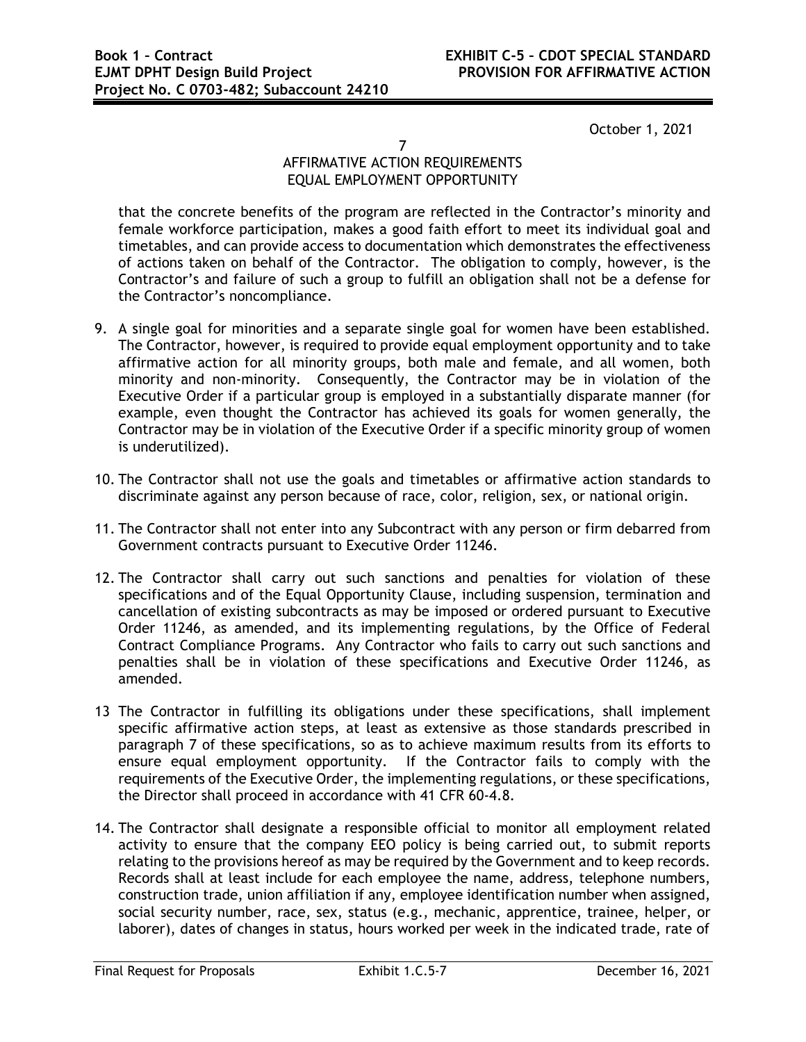October 1, 2021

AFFIRMATIVE ACTION REQUIREMENTS
EQUAL EMPLOYMENT OPPORTUNITY

that the concrete benefits of the program are reflected in the Contractor's minority and female workforce participation, makes a good faith effort to meet its individual goal and timetables, and can provide access to documentation which demonstrates the effectiveness of actions taken on behalf of the Contractor. The obligation to comply, however, is the Contractor's and failure of such a group to fulfill an obligation shall not be a defense for the Contractor's noncompliance.

9. A single goal for minorities and a separate single goal for women have been established. The Contractor, however, is required to provide equal employment opportunity and to take affirmative action for all minority groups, both male and female, and all women, both minority and non-minority. Consequently, the Contractor may be in violation of the Executive Order if a particular group is employed in a substantially disparate manner (for example, even thought the Contractor has achieved its goals for women generally, the Contractor may be in violation of the Executive Order if a specific minority group of women is underutilized).

10. The Contractor shall not use the goals and timetables or affirmative action standards to discriminate against any person because of race, color, religion, sex, or national origin.

11. The Contractor shall not enter into any Subcontract with any person or firm debarred from Government contracts pursuant to Executive Order 11246.

12. The Contractor shall carry out such sanctions and penalties for violation of these specifications and of the Equal Opportunity Clause, including suspension, termination and cancellation of existing subcontracts as may be imposed or ordered pursuant to Executive Order 11246, as amended, and its implementing regulations, by the Office of Federal Contract Compliance Programs. Any Contractor who fails to carry out such sanctions and penalties shall be in violation of these specifications and Executive Order 11246, as amended.

13 The Contractor in fulfilling its obligations under these specifications, shall implement specific affirmative action steps, at least as extensive as those standards prescribed in paragraph 7 of these specifications, so as to achieve maximum results from its efforts to ensure equal employment opportunity. If the Contractor fails to comply with the requirements of the Executive Order, the implementing regulations, or these specifications, the Director shall proceed in accordance with 41 CFR 60-4.8.

14. The Contractor shall designate a responsible official to monitor all employment related activity to ensure that the company EEO policy is being carried out, to submit reports relating to the provisions hereof as may be required by the Government and to keep records. Records shall at least include for each employee the name, address, telephone numbers, construction trade, union affiliation if any, employee identification number when assigned, social security number, race, sex, status (e.g., mechanic, apprentice, trainee, helper, or laborer), dates of changes in status, hours worked per week in the indicated trade, rate of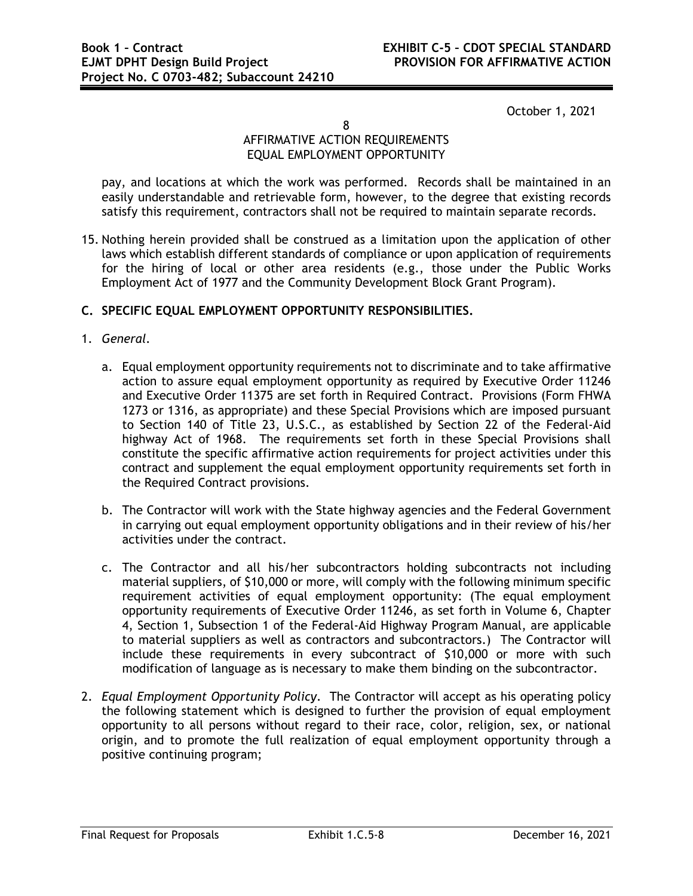pay, and locations at which the work was performed. Records shall be maintained in an easily understandable and retrievable form, however, to the degree that existing records satisfy this requirement, contractors shall not be required to maintain separate records.

15. Nothing herein provided shall be construed as a limitation upon the application of other laws which establish different standards of compliance or upon application of requirements for the hiring of local or other area residents (e.g., those under the Public Works Employment Act of 1977 and the Community Development Block Grant Program).

**C. SPECIFIC EQUAL EMPLOYMENT OPPORTUNITY RESPONSIBILITIES.**

1. *General.*

   a. Equal employment opportunity requirements not to discriminate and to take affirmative action to assure equal employment opportunity as required by Executive Order 11246 and Executive Order 11375 are set forth in Required Contract. Provisions (Form FHWA 1273 or 1316, as appropriate) and these Special Provisions which are imposed pursuant to Section 140 of Title 23, U.S.C., as established by Section 22 of the Federal-Aid highway Act of 1968. The requirements set forth in these Special Provisions shall constitute the specific affirmative action requirements for project activities under this contract and supplement the equal employment opportunity requirements set forth in the Required Contract provisions.

   b. The Contractor will work with the State highway agencies and the Federal Government in carrying out equal employment opportunity obligations and in their review of his/her activities under the contract.

   c. The Contractor and all his/her subcontractors holding subcontracts not including material suppliers, of $10,000 or more, will comply with the following minimum specific requirement activities of equal employment opportunity: (The equal employment opportunity requirements of Executive Order 11246, as set forth in Volume 6, Chapter 4, Section 1, Subsection 1 of the Federal-Aid Highway Program Manual, are applicable to material suppliers as well as contractors and subcontractors.) The Contractor will include these requirements in every subcontract of $10,000 or more with such modification of language as is necessary to make them binding on the subcontractor.

2. *Equal Employment Opportunity Policy*. The Contractor will accept as his operating policy the following statement which is designed to further the provision of equal employment opportunity to all persons without regard to their race, color, religion, sex, or national origin, and to promote the full realization of equal employment opportunity through a positive continuing program;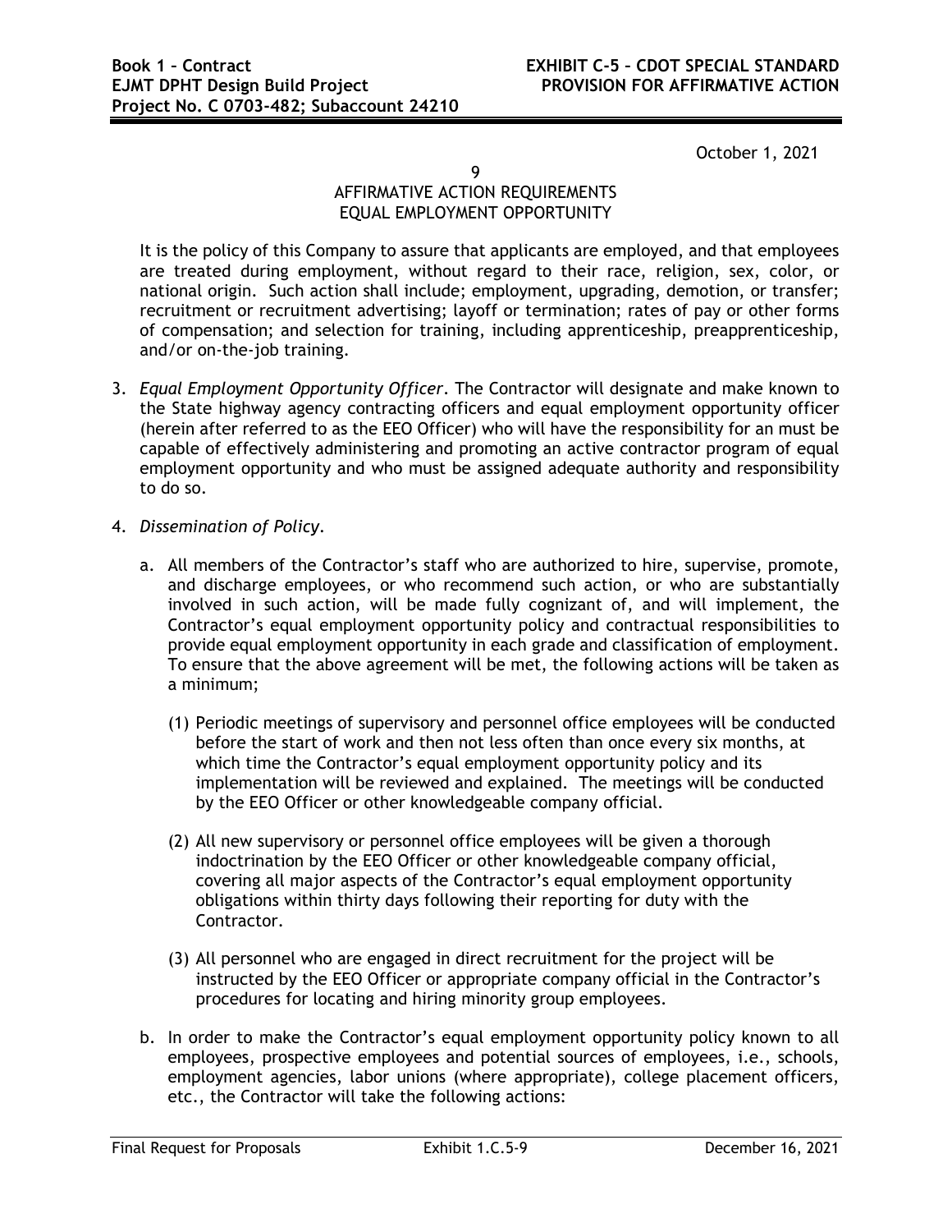October 1, 2021

9

AFFIRMATIVE ACTION REQUIREMENTS
EQUAL EMPLOYMENT OPPORTUNITY

It is the policy of this Company to assure that applicants are employed, and that employees are treated during employment, without regard to their race, religion, sex, color, or national origin. Such action shall include; employment, upgrading, demotion, or transfer; recruitment or recruitment advertising; layoff or termination; rates of pay or other forms of compensation; and selection for training, including apprenticeship, preapprenticeship, and/or on-the-job training.

3. *Equal Employment Opportunity Officer*. The Contractor will designate and make known to the State highway agency contracting officers and equal employment opportunity officer (herein after referred to as the EEO Officer) who will have the responsibility for an must be capable of effectively administering and promoting an active contractor program of equal employment opportunity and who must be assigned adequate authority and responsibility to do so.

4. *Dissemination of Policy*.

   a. All members of the Contractor's staff who are authorized to hire, supervise, promote, and discharge employees, or who recommend such action, or who are substantially involved in such action, will be made fully cognizant of, and will implement, the Contractor's equal employment opportunity policy and contractual responsibilities to provide equal employment opportunity in each grade and classification of employment. To ensure that the above agreement will be met, the following actions will be taken as a minimum;

      (1) Periodic meetings of supervisory and personnel office employees will be conducted before the start of work and then not less often than once every six months, at which time the Contractor's equal employment opportunity policy and its implementation will be reviewed and explained. The meetings will be conducted by the EEO Officer or other knowledgeable company official.

      (2) All new supervisory or personnel office employees will be given a thorough indoctrination by the EEO Officer or other knowledgeable company official, covering all major aspects of the Contractor's equal employment opportunity obligations within thirty days following their reporting for duty with the Contractor.

      (3) All personnel who are engaged in direct recruitment for the project will be instructed by the EEO Officer or appropriate company official in the Contractor's procedures for locating and hiring minority group employees.

   b. In order to make the Contractor's equal employment opportunity policy known to all employees, prospective employees and potential sources of employees, i.e., schools, employment agencies, labor unions (where appropriate), college placement officers, etc., the Contractor will take the following actions: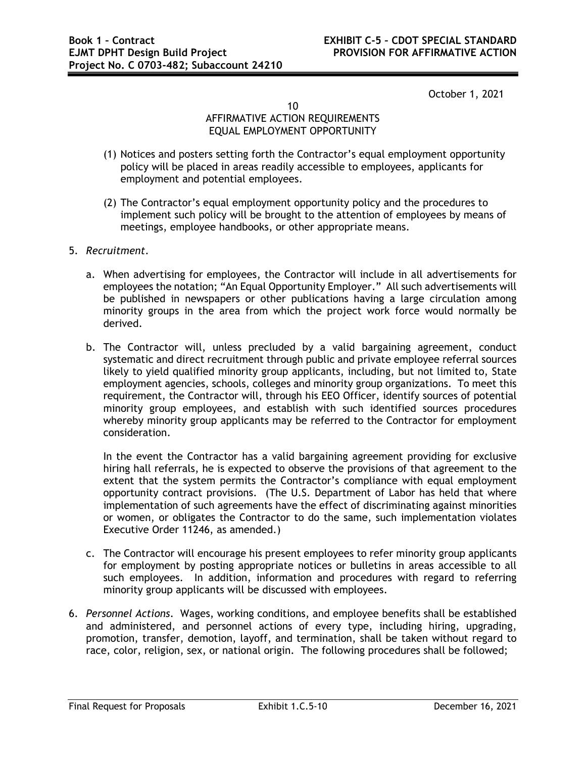October 1, 2021

10

AFFIRMATIVE ACTION REQUIREMENTS
EQUAL EMPLOYMENT OPPORTUNITY

(1) Notices and posters setting forth the Contractor's equal employment opportunity policy will be placed in areas readily accessible to employees, applicants for employment and potential employees.

(2) The Contractor's equal employment opportunity policy and the procedures to implement such policy will be brought to the attention of employees by means of meetings, employee handbooks, or other appropriate means.

5. *Recruitment.*

   a. When advertising for employees, the Contractor will include in all advertisements for employees the notation; "An Equal Opportunity Employer." All such advertisements will be published in newspapers or other publications having a large circulation among minority groups in the area from which the project work force would normally be derived.

   b. The Contractor will, unless precluded by a valid bargaining agreement, conduct systematic and direct recruitment through public and private employee referral sources likely to yield qualified minority group applicants, including, but not limited to, State employment agencies, schools, colleges and minority group organizations. To meet this requirement, the Contractor will, through his EEO Officer, identify sources of potential minority group employees, and establish with such identified sources procedures whereby minority group applicants may be referred to the Contractor for employment consideration.

      In the event the Contractor has a valid bargaining agreement providing for exclusive hiring hall referrals, he is expected to observe the provisions of that agreement to the extent that the system permits the Contractor's compliance with equal employment opportunity contract provisions. (The U.S. Department of Labor has held that where implementation of such agreements have the effect of discriminating against minorities or women, or obligates the Contractor to do the same, such implementation violates Executive Order 11246, as amended.)

   c. The Contractor will encourage his present employees to refer minority group applicants for employment by posting appropriate notices or bulletins in areas accessible to all such employees. In addition, information and procedures with regard to referring minority group applicants will be discussed with employees.

6. *Personnel Actions.* Wages, working conditions, and employee benefits shall be established and administered, and personnel actions of every type, including hiring, upgrading, promotion, transfer, demotion, layoff, and termination, shall be taken without regard to race, color, religion, sex, or national origin. The following procedures shall be followed;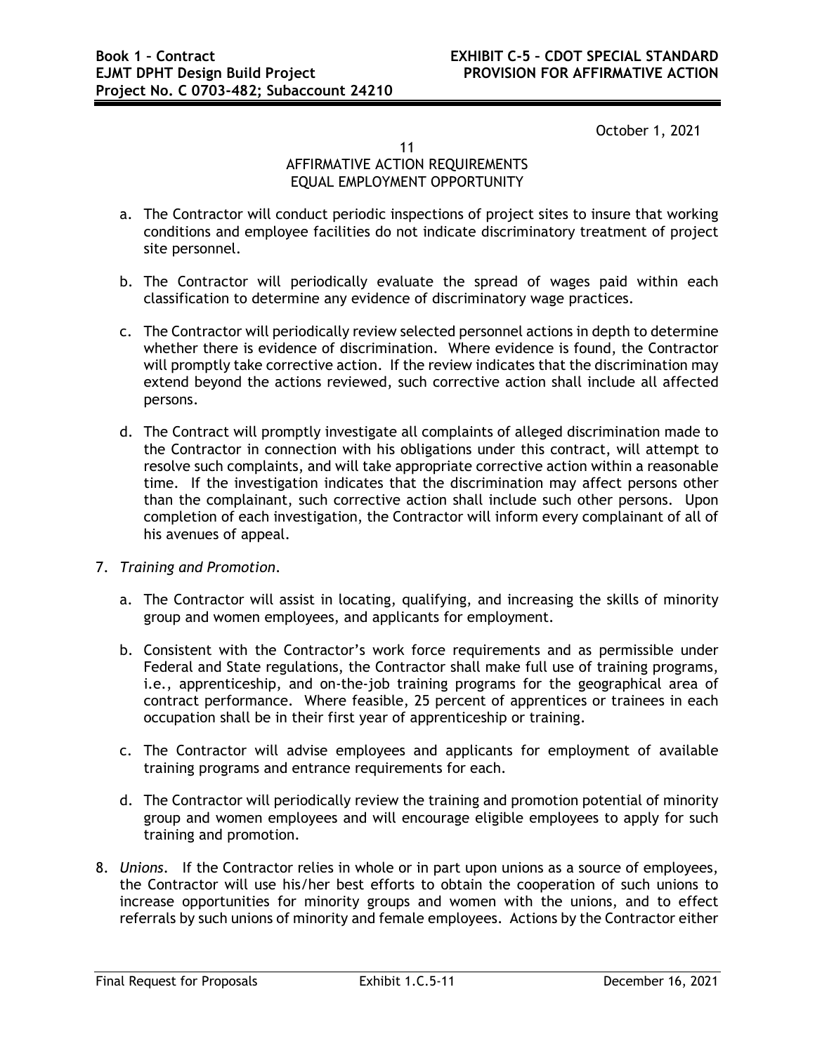October 1, 2021

11
AFFIRMATIVE ACTION REQUIREMENTS
EQUAL EMPLOYMENT OPPORTUNITY

a. The Contractor will conduct periodic inspections of project sites to insure that working conditions and employee facilities do not indicate discriminatory treatment of project site personnel.

b. The Contractor will periodically evaluate the spread of wages paid within each classification to determine any evidence of discriminatory wage practices.

c. The Contractor will periodically review selected personnel actions in depth to determine whether there is evidence of discrimination. Where evidence is found, the Contractor will promptly take corrective action. If the review indicates that the discrimination may extend beyond the actions reviewed, such corrective action shall include all affected persons.

d. The Contract will promptly investigate all complaints of alleged discrimination made to the Contractor in connection with his obligations under this contract, will attempt to resolve such complaints, and will take appropriate corrective action within a reasonable time. If the investigation indicates that the discrimination may affect persons other than the complainant, such corrective action shall include such other persons. Upon completion of each investigation, the Contractor will inform every complainant of all of his avenues of appeal.

7. *Training and Promotion*.

   a. The Contractor will assist in locating, qualifying, and increasing the skills of minority group and women employees, and applicants for employment.

   b. Consistent with the Contractor's work force requirements and as permissible under Federal and State regulations, the Contractor shall make full use of training programs, i.e., apprenticeship, and on-the-job training programs for the geographical area of contract performance. Where feasible, 25 percent of apprentices or trainees in each occupation shall be in their first year of apprenticeship or training.

   c. The Contractor will advise employees and applicants for employment of available training programs and entrance requirements for each.

   d. The Contractor will periodically review the training and promotion potential of minority group and women employees and will encourage eligible employees to apply for such training and promotion.

8. *Unions*. If the Contractor relies in whole or in part upon unions as a source of employees, the Contractor will use his/her best efforts to obtain the cooperation of such unions to increase opportunities for minority groups and women with the unions, and to effect referrals by such unions of minority and female employees. Actions by the Contractor either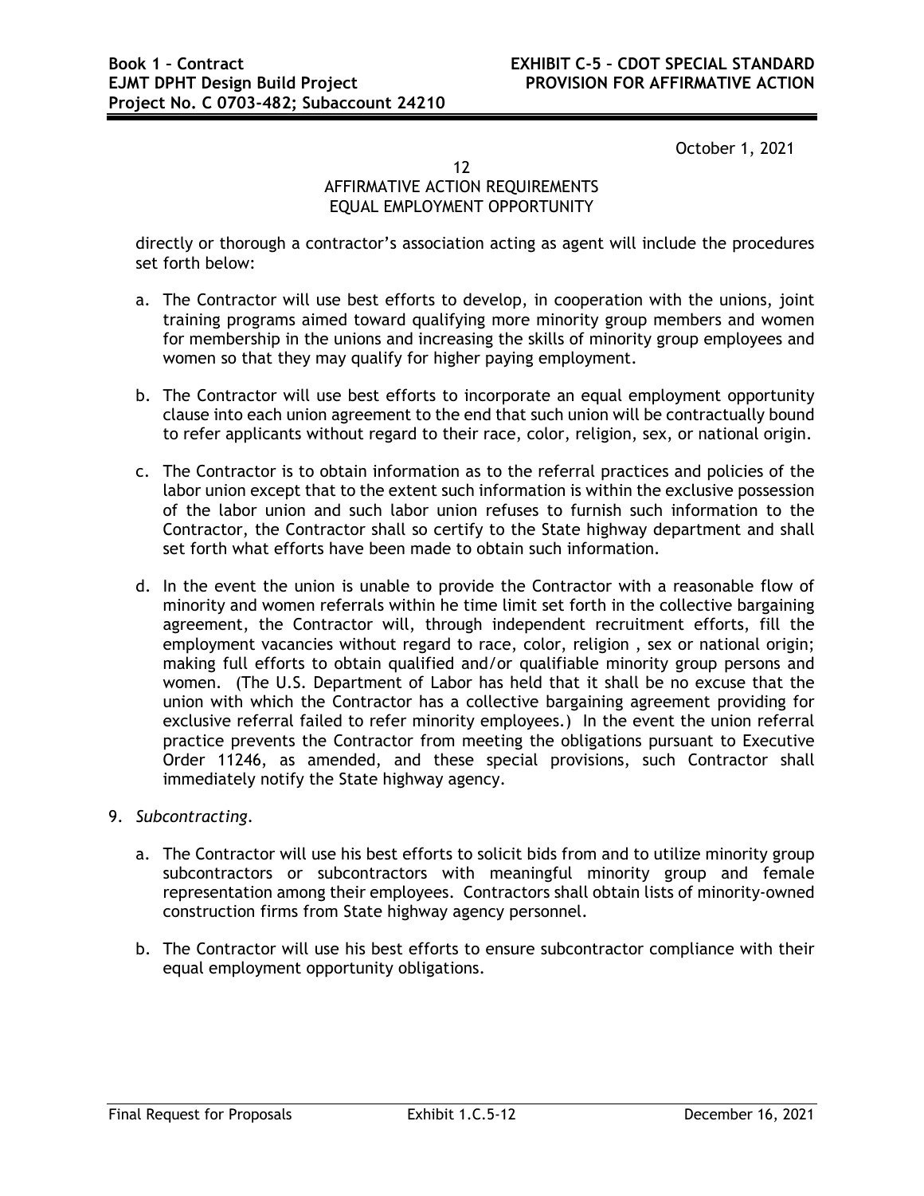October 1, 2021

12
AFFIRMATIVE ACTION REQUIREMENTS
EQUAL EMPLOYMENT OPPORTUNITY

directly or thorough a contractor's association acting as agent will include the procedures set forth below:

a. The Contractor will use best efforts to develop, in cooperation with the unions, joint training programs aimed toward qualifying more minority group members and women for membership in the unions and increasing the skills of minority group employees and women so that they may qualify for higher paying employment.

b. The Contractor will use best efforts to incorporate an equal employment opportunity clause into each union agreement to the end that such union will be contractually bound to refer applicants without regard to their race, color, religion, sex, or national origin.

c. The Contractor is to obtain information as to the referral practices and policies of the labor union except that to the extent such information is within the exclusive possession of the labor union and such labor union refuses to furnish such information to the Contractor, the Contractor shall so certify to the State highway department and shall set forth what efforts have been made to obtain such information.

d. In the event the union is unable to provide the Contractor with a reasonable flow of minority and women referrals within he time limit set forth in the collective bargaining agreement, the Contractor will, through independent recruitment efforts, fill the employment vacancies without regard to race, color, religion , sex or national origin; making full efforts to obtain qualified and/or qualifiable minority group persons and women. (The U.S. Department of Labor has held that it shall be no excuse that the union with which the Contractor has a collective bargaining agreement providing for exclusive referral failed to refer minority employees.) In the event the union referral practice prevents the Contractor from meeting the obligations pursuant to Executive Order 11246, as amended, and these special provisions, such Contractor shall immediately notify the State highway agency.

9. *Subcontracting.*

   a. The Contractor will use his best efforts to solicit bids from and to utilize minority group subcontractors or subcontractors with meaningful minority group and female representation among their employees. Contractors shall obtain lists of minority-owned construction firms from State highway agency personnel.

   b. The Contractor will use his best efforts to ensure subcontractor compliance with their equal employment opportunity obligations.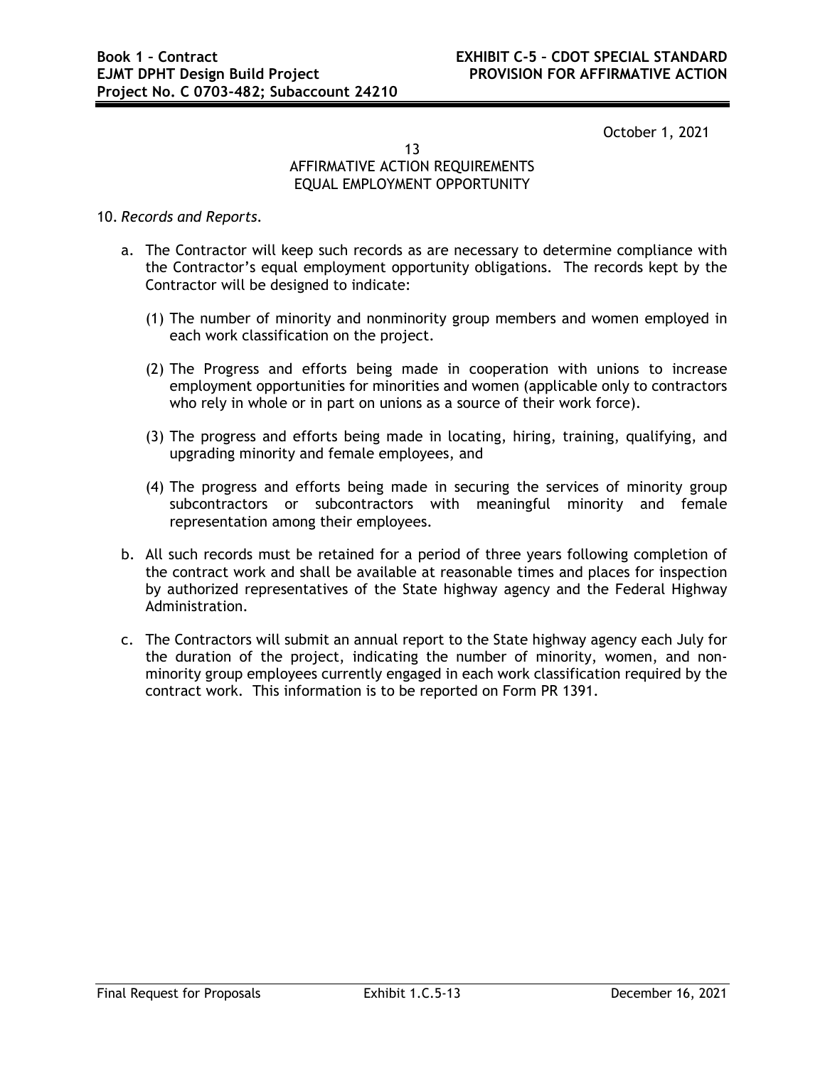October 1, 2021

AFFIRMATIVE ACTION REQUIREMENTS
EQUAL EMPLOYMENT OPPORTUNITY

10. *Records and Reports.*

a. The Contractor will keep such records as are necessary to determine compliance with the Contractor's equal employment opportunity obligations. The records kept by the Contractor will be designed to indicate:

   (1) The number of minority and nonminority group members and women employed in each work classification on the project.

   (2) The Progress and efforts being made in cooperation with unions to increase employment opportunities for minorities and women (applicable only to contractors who rely in whole or in part on unions as a source of their work force).

   (3) The progress and efforts being made in locating, hiring, training, qualifying, and upgrading minority and female employees, and

   (4) The progress and efforts being made in securing the services of minority group subcontractors or subcontractors with meaningful minority and female representation among their employees.

b. All such records must be retained for a period of three years following completion of the contract work and shall be available at reasonable times and places for inspection by authorized representatives of the State highway agency and the Federal Highway Administration.

c. The Contractors will submit an annual report to the State highway agency each July for the duration of the project, indicating the number of minority, women, and non-minority group employees currently engaged in each work classification required by the contract work. This information is to be reported on Form PR 1391.